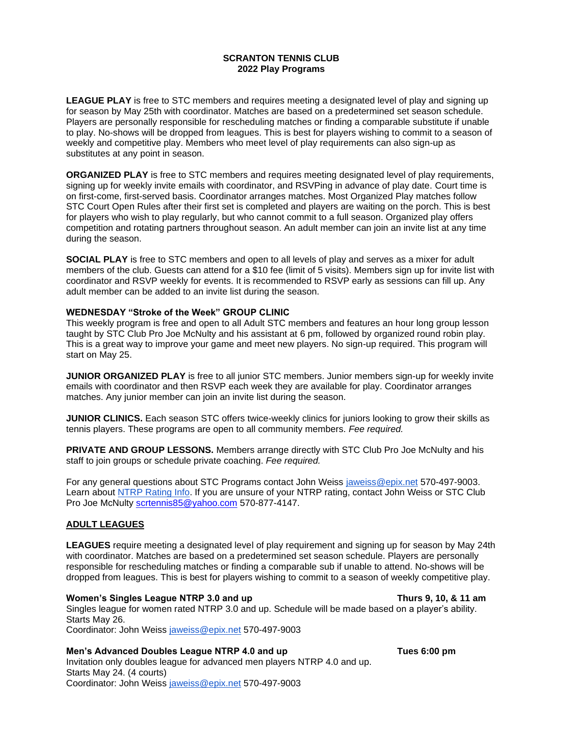# SCRANTON TENNIS CLUB
## 2022 Play Programs

**LEAGUE PLAY** is free to STC members and requires meeting a designated level of play and signing up for season by May 25th with coordinator. Matches are based on a predetermined set season schedule. Players are personally responsible for rescheduling matches or finding a comparable substitute if unable to play. No-shows will be dropped from leagues. This is best for players wishing to commit to a season of weekly and competitive play. Members who meet level of play requirements can also sign-up as substitutes at any point in season.

**ORGANIZED PLAY** is free to STC members and requires meeting designated level of play requirements, signing up for weekly invite emails with coordinator, and RSVPing in advance of play date. Court time is on first-come, first-served basis. Coordinator arranges matches. Most Organized Play matches follow STC Court Open Rules after their first set is completed and players are waiting on the porch. This is best for players who wish to play regularly, but who cannot commit to a full season. Organized play offers competition and rotating partners throughout season. An adult member can join an invite list at any time during the season.

**SOCIAL PLAY** is free to STC members and open to all levels of play and serves as a mixer for adult members of the club. Guests can attend for a $10 fee (limit of 5 visits). Members sign up for invite list with coordinator and RSVP weekly for events. It is recommended to RSVP early as sessions can fill up. Any adult member can be added to an invite list during the season.

**WEDNESDAY "Stroke of the Week" GROUP CLINIC**
This weekly program is free and open to all Adult STC members and features an hour long group lesson taught by STC Club Pro Joe McNulty and his assistant at 6 pm, followed by organized round robin play. This is a great way to improve your game and meet new players. No sign-up required. This program will start on May 25.

**JUNIOR ORGANIZED PLAY** is free to all junior STC members. Junior members sign-up for weekly invite emails with coordinator and then RSVP each week they are available for play. Coordinator arranges matches. Any junior member can join an invite list during the season.

**JUNIOR CLINICS.** Each season STC offers twice-weekly clinics for juniors looking to grow their skills as tennis players. These programs are open to all community members. *Fee required.*

**PRIVATE AND GROUP LESSONS.** Members arrange directly with STC Club Pro Joe McNulty and his staff to join groups or schedule private coaching. *Fee required.*

For any general questions about STC Programs contact John Weiss jaweiss@epix.net 570-497-9003. Learn about NTRP Rating Info. If you are unsure of your NTRP rating, contact John Weiss or STC Club Pro Joe McNulty scrtennis85@yahoo.com 570-877-4147.

## ADULT LEAGUES

**LEAGUES** require meeting a designated level of play requirement and signing up for season by May 24th with coordinator. Matches are based on a predetermined set season schedule. Players are personally responsible for rescheduling matches or finding a comparable sub if unable to attend. No-shows will be dropped from leagues. This is best for players wishing to commit to a season of weekly competitive play.

**Women's Singles League NTRP 3.0 and up** — **Thurs 9, 10, & 11 am**
Singles league for women rated NTRP 3.0 and up. Schedule will be made based on a player's ability. Starts May 26.
Coordinator: John Weiss jaweiss@epix.net 570-497-9003

**Men's Advanced Doubles League NTRP 4.0 and up** — **Tues 6:00 pm**
Invitation only doubles league for advanced men players NTRP 4.0 and up.
Starts May 24. (4 courts)
Coordinator: John Weiss jaweiss@epix.net 570-497-9003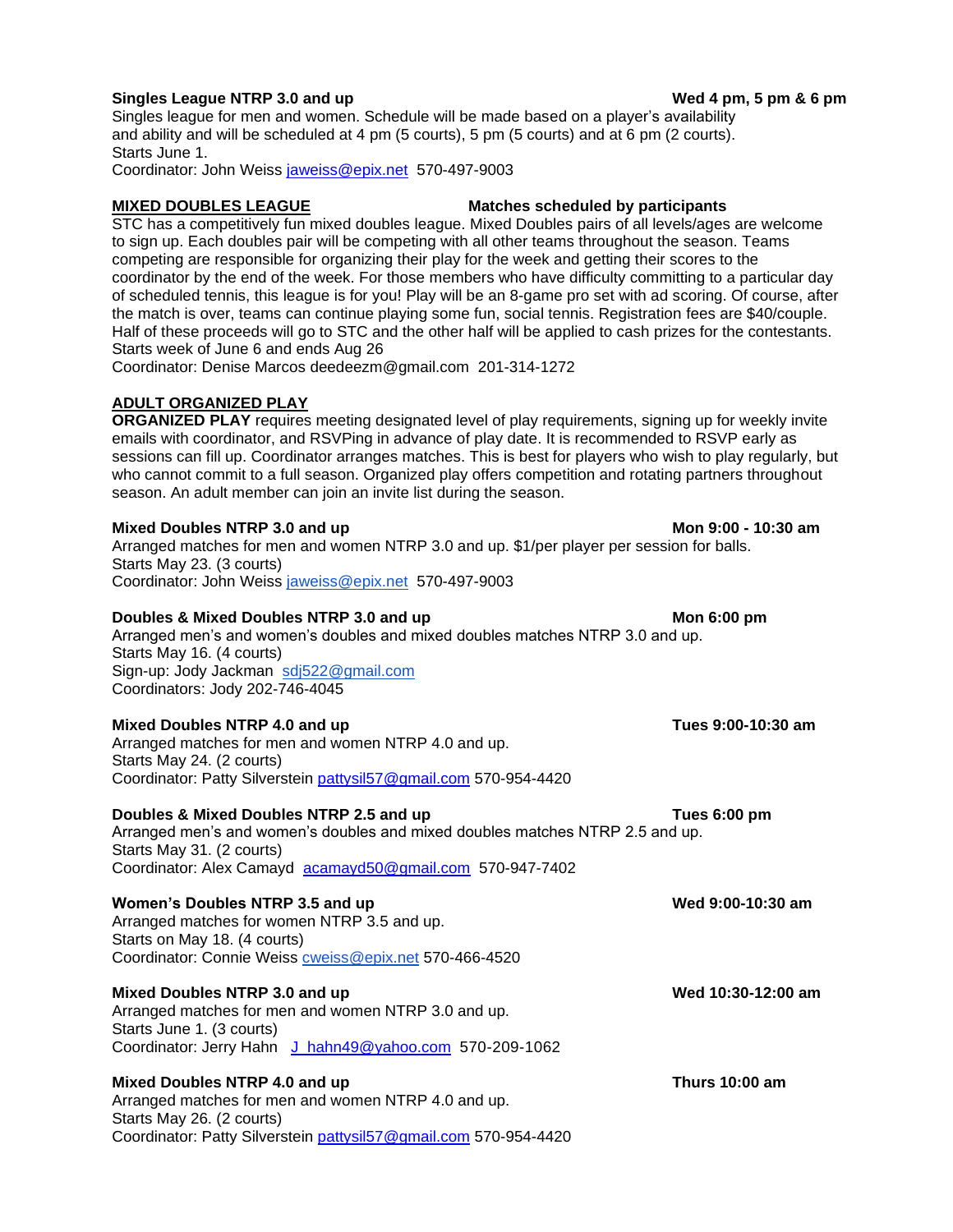**Singles League NTRP 3.0 and up** **Wed 4 pm, 5 pm & 6 pm**

Singles league for men and women. Schedule will be made based on a player's availability and ability and will be scheduled at 4 pm (5 courts), 5 pm (5 courts) and at 6 pm (2 courts). Starts June 1.
Coordinator: John Weiss jaweiss@epix.net 570-497-9003

**MIXED DOUBLES LEAGUE** **Matches scheduled by participants**

STC has a competitively fun mixed doubles league. Mixed Doubles pairs of all levels/ages are welcome to sign up. Each doubles pair will be competing with all other teams throughout the season. Teams competing are responsible for organizing their play for the week and getting their scores to the coordinator by the end of the week. For those members who have difficulty committing to a particular day of scheduled tennis, this league is for you! Play will be an 8-game pro set with ad scoring. Of course, after the match is over, teams can continue playing some fun, social tennis. Registration fees are $40/couple. Half of these proceeds will go to STC and the other half will be applied to cash prizes for the contestants. Starts week of June 6 and ends Aug 26
Coordinator: Denise Marcos deedeezm@gmail.com 201-314-1272

**ADULT ORGANIZED PLAY**

**ORGANIZED PLAY** requires meeting designated level of play requirements, signing up for weekly invite emails with coordinator, and RSVPing in advance of play date. It is recommended to RSVP early as sessions can fill up. Coordinator arranges matches. This is best for players who wish to play regularly, but who cannot commit to a full season. Organized play offers competition and rotating partners throughout season. An adult member can join an invite list during the season.

**Mixed Doubles NTRP 3.0 and up** **Mon 9:00 - 10:30 am**

Arranged matches for men and women NTRP 3.0 and up. $1/per player per session for balls.
Starts May 23. (3 courts)
Coordinator: John Weiss jaweiss@epix.net 570-497-9003

**Doubles & Mixed Doubles NTRP 3.0 and up** **Mon 6:00 pm**

Arranged men's and women's doubles and mixed doubles matches NTRP 3.0 and up.
Starts May 16. (4 courts)
Sign-up: Jody Jackman sdj522@gmail.com
Coordinators: Jody 202-746-4045

**Mixed Doubles NTRP 4.0 and up** **Tues 9:00-10:30 am**

Arranged matches for men and women NTRP 4.0 and up.
Starts May 24. (2 courts)
Coordinator: Patty Silverstein pattysil57@gmail.com 570-954-4420

**Doubles & Mixed Doubles NTRP 2.5 and up** **Tues 6:00 pm**

Arranged men's and women's doubles and mixed doubles matches NTRP 2.5 and up.
Starts May 31. (2 courts)
Coordinator: Alex Camayd acamayd50@gmail.com 570-947-7402

**Women's Doubles NTRP 3.5 and up** **Wed 9:00-10:30 am**

Arranged matches for women NTRP 3.5 and up.
Starts on May 18. (4 courts)
Coordinator: Connie Weiss cweiss@epix.net 570-466-4520

**Mixed Doubles NTRP 3.0 and up** **Wed 10:30-12:00 am**

Arranged matches for men and women NTRP 3.0 and up.
Starts June 1. (3 courts)
Coordinator: Jerry Hahn J_hahn49@yahoo.com 570-209-1062

**Mixed Doubles NTRP 4.0 and up** **Thurs 10:00 am**

Arranged matches for men and women NTRP 4.0 and up.
Starts May 26. (2 courts)
Coordinator: Patty Silverstein pattysil57@gmail.com 570-954-4420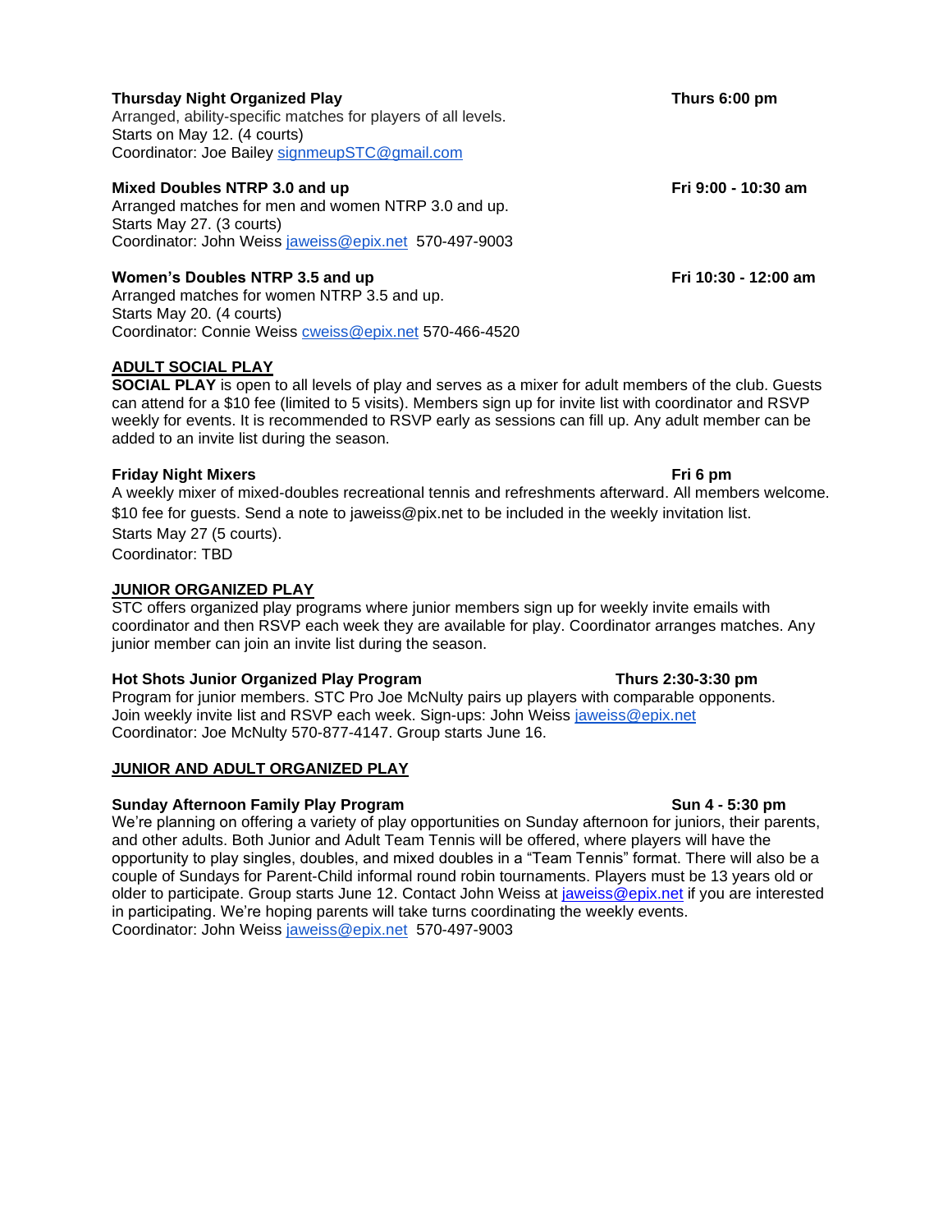**Thursday Night Organized Play** **Thurs 6:00 pm**
Arranged, ability-specific matches for players of all levels.
Starts on May 12. (4 courts)
Coordinator: Joe Bailey signmeupSTC@gmail.com

**Mixed Doubles NTRP 3.0 and up** **Fri 9:00 - 10:30 am**
Arranged matches for men and women NTRP 3.0 and up.
Starts May 27. (3 courts)
Coordinator: John Weiss jaweiss@epix.net 570-497-9003

**Women's Doubles NTRP 3.5 and up** **Fri 10:30 - 12:00 am**
Arranged matches for women NTRP 3.5 and up.
Starts May 20. (4 courts)
Coordinator: Connie Weiss cweiss@epix.net 570-466-4520

## ADULT SOCIAL PLAY

**SOCIAL PLAY** is open to all levels of play and serves as a mixer for adult members of the club. Guests can attend for a $10 fee (limited to 5 visits). Members sign up for invite list with coordinator and RSVP weekly for events. It is recommended to RSVP early as sessions can fill up. Any adult member can be added to an invite list during the season.

**Friday Night Mixers** **Fri 6 pm**
A weekly mixer of mixed-doubles recreational tennis and refreshments afterward. All members welcome.
$10 fee for guests. Send a note to jaweiss@pix.net to be included in the weekly invitation list.
Starts May 27 (5 courts).
Coordinator: TBD

## JUNIOR ORGANIZED PLAY

STC offers organized play programs where junior members sign up for weekly invite emails with coordinator and then RSVP each week they are available for play. Coordinator arranges matches. Any junior member can join an invite list during the season.

**Hot Shots Junior Organized Play Program** **Thurs 2:30-3:30 pm**
Program for junior members. STC Pro Joe McNulty pairs up players with comparable opponents.
Join weekly invite list and RSVP each week. Sign-ups: John Weiss jaweiss@epix.net
Coordinator: Joe McNulty 570-877-4147. Group starts June 16.

## JUNIOR AND ADULT ORGANIZED PLAY

**Sunday Afternoon Family Play Program** **Sun 4 - 5:30 pm**
We're planning on offering a variety of play opportunities on Sunday afternoon for juniors, their parents, and other adults. Both Junior and Adult Team Tennis will be offered, where players will have the opportunity to play singles, doubles, and mixed doubles in a "Team Tennis" format. There will also be a couple of Sundays for Parent-Child informal round robin tournaments. Players must be 13 years old or older to participate. Group starts June 12. Contact John Weiss at jaweiss@epix.net if you are interested in participating. We're hoping parents will take turns coordinating the weekly events.
Coordinator: John Weiss jaweiss@epix.net 570-497-9003